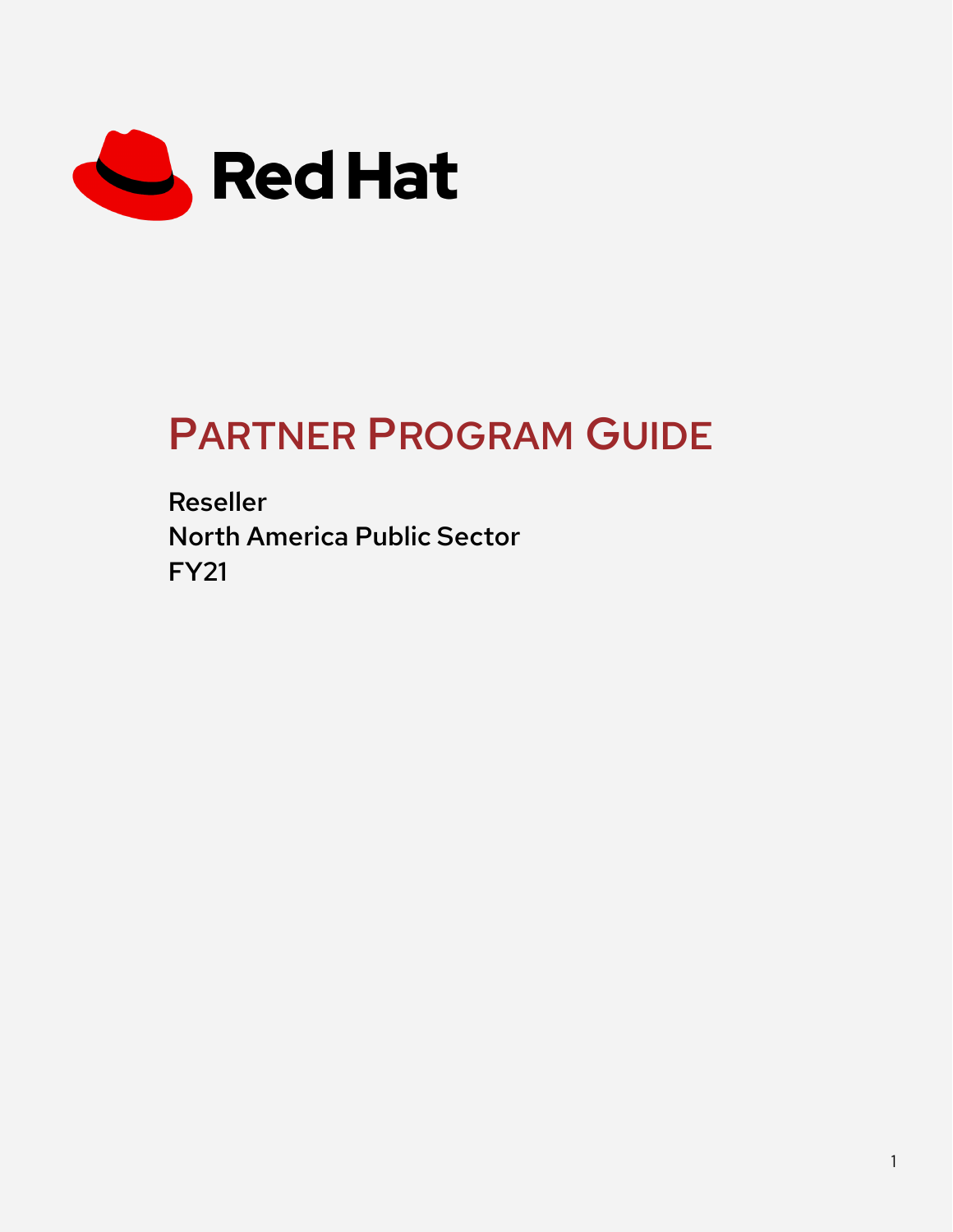Red Hat

# PARTNER PROGRAM GUIDE

**Reseller**
**North America Public Sector**
**FY21**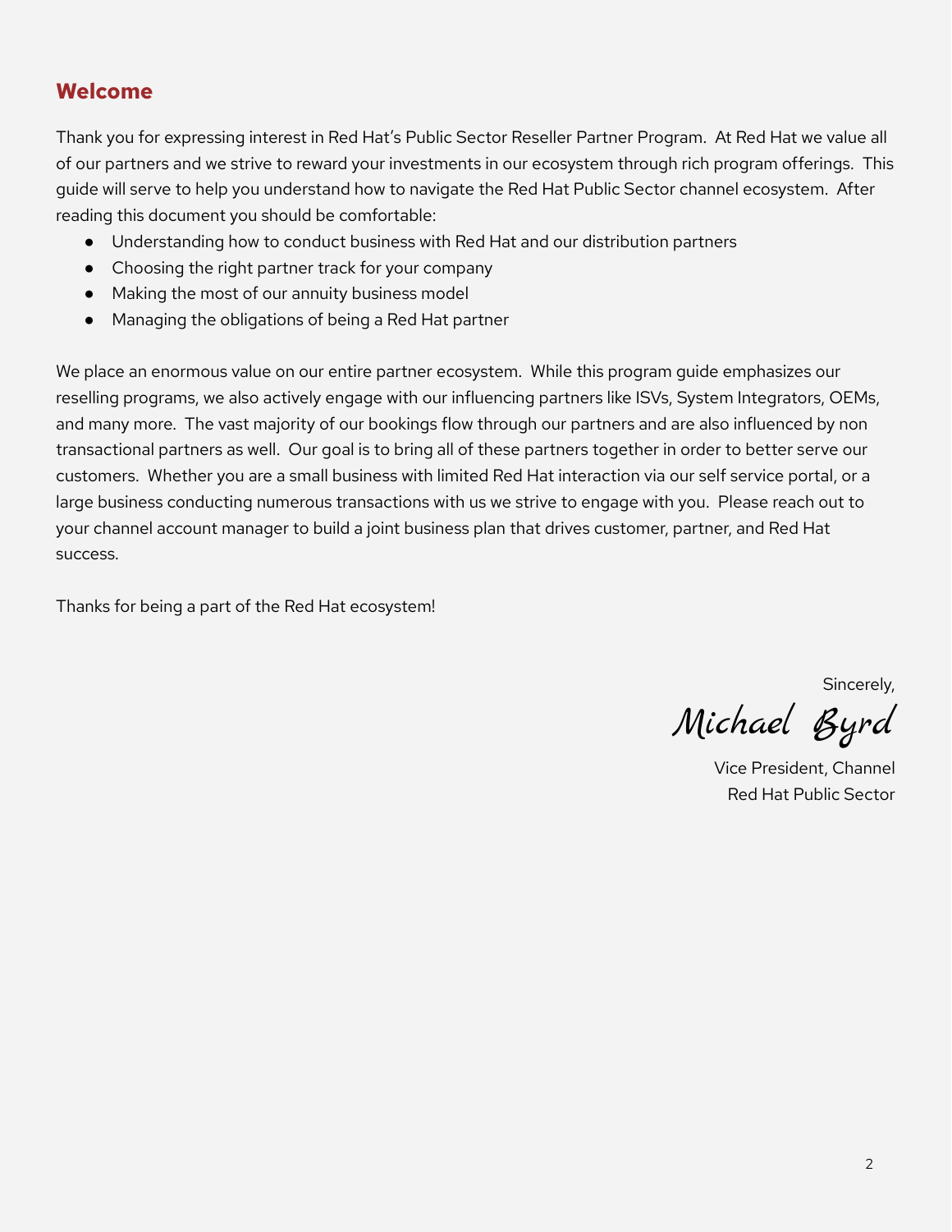## Welcome

Thank you for expressing interest in Red Hat's Public Sector Reseller Partner Program. At Red Hat we value all of our partners and we strive to reward your investments in our ecosystem through rich program offerings. This guide will serve to help you understand how to navigate the Red Hat Public Sector channel ecosystem. After reading this document you should be comfortable:

- Understanding how to conduct business with Red Hat and our distribution partners
- Choosing the right partner track for your company
- Making the most of our annuity business model
- Managing the obligations of being a Red Hat partner

We place an enormous value on our entire partner ecosystem. While this program guide emphasizes our reselling programs, we also actively engage with our influencing partners like ISVs, System Integrators, OEMs, and many more. The vast majority of our bookings flow through our partners and are also influenced by non transactional partners as well. Our goal is to bring all of these partners together in order to better serve our customers. Whether you are a small business with limited Red Hat interaction via our self service portal, or a large business conducting numerous transactions with us we strive to engage with you. Please reach out to your channel account manager to build a joint business plan that drives customer, partner, and Red Hat success.

Thanks for being a part of the Red Hat ecosystem!

Sincerely,

*Michael Byrd*

Vice President, Channel
Red Hat Public Sector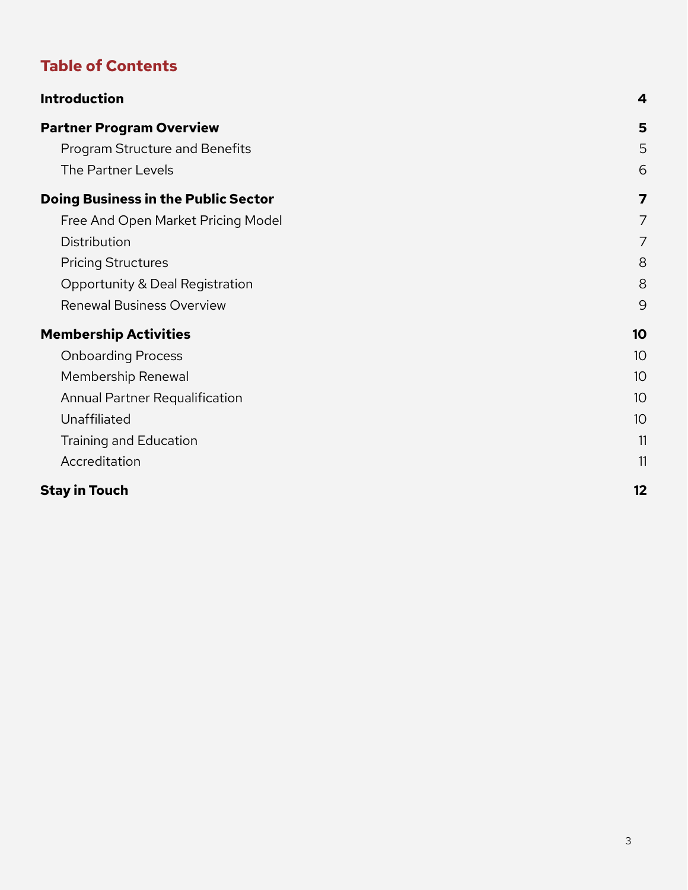# Table of Contents

**Introduction** 4

**Partner Program Overview** 5

- Program Structure and Benefits 5
- The Partner Levels 6

**Doing Business in the Public Sector** 7

- Free And Open Market Pricing Model 7
- Distribution 7
- Pricing Structures 8
- Opportunity & Deal Registration 8
- Renewal Business Overview 9

**Membership Activities** 10

- Onboarding Process 10
- Membership Renewal 10
- Annual Partner Requalification 10
- Unaffiliated 10
- Training and Education 11
- Accreditation 11

**Stay in Touch** 12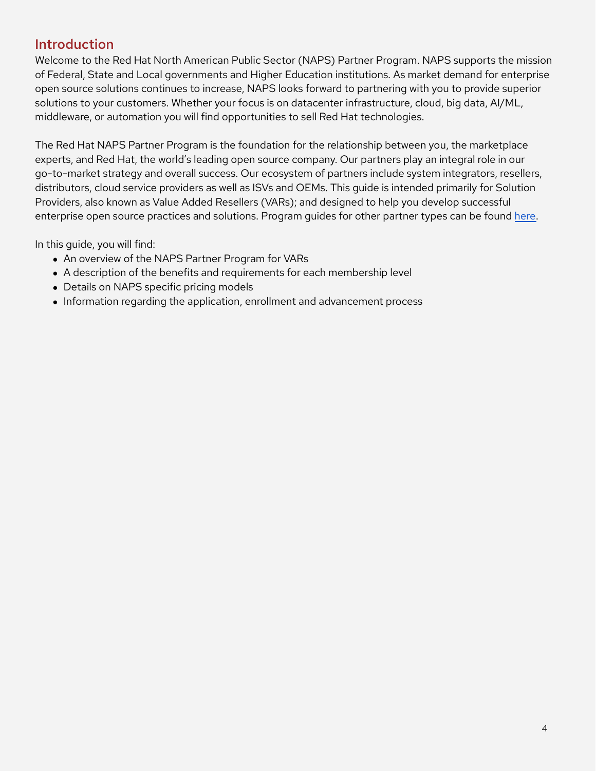## Introduction

Welcome to the Red Hat North American Public Sector (NAPS) Partner Program. NAPS supports the mission of Federal, State and Local governments and Higher Education institutions. As market demand for enterprise open source solutions continues to increase, NAPS looks forward to partnering with you to provide superior solutions to your customers. Whether your focus is on datacenter infrastructure, cloud, big data, AI/ML, middleware, or automation you will find opportunities to sell Red Hat technologies.

The Red Hat NAPS Partner Program is the foundation for the relationship between you, the marketplace experts, and Red Hat, the world's leading open source company. Our partners play an integral role in our go-to-market strategy and overall success. Our ecosystem of partners include system integrators, resellers, distributors, cloud service providers as well as ISVs and OEMs. This guide is intended primarily for Solution Providers, also known as Value Added Resellers (VARs); and designed to help you develop successful enterprise open source practices and solutions. Program guides for other partner types can be found here.

In this guide, you will find:

- An overview of the NAPS Partner Program for VARs
- A description of the benefits and requirements for each membership level
- Details on NAPS specific pricing models
- Information regarding the application, enrollment and advancement process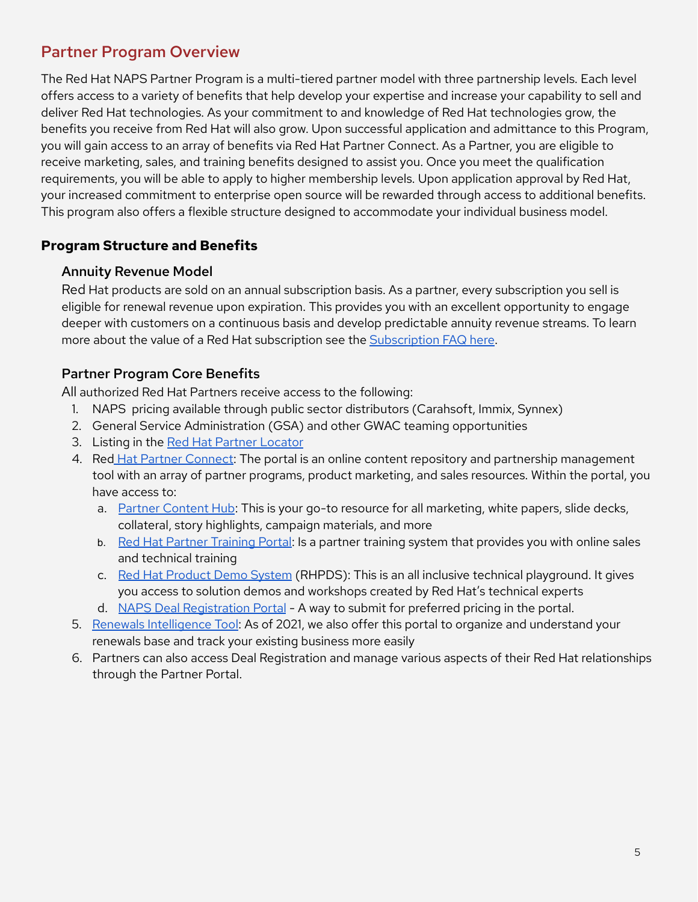## Partner Program Overview

The Red Hat NAPS Partner Program is a multi-tiered partner model with three partnership levels. Each level offers access to a variety of benefits that help develop your expertise and increase your capability to sell and deliver Red Hat technologies. As your commitment to and knowledge of Red Hat technologies grow, the benefits you receive from Red Hat will also grow. Upon successful application and admittance to this Program, you will gain access to an array of benefits via Red Hat Partner Connect. As a Partner, you are eligible to receive marketing, sales, and training benefits designed to assist you. Once you meet the qualification requirements, you will be able to apply to higher membership levels. Upon application approval by Red Hat, your increased commitment to enterprise open source will be rewarded through access to additional benefits. This program also offers a flexible structure designed to accommodate your individual business model.

### Program Structure and Benefits

#### Annuity Revenue Model

Red Hat products are sold on an annual subscription basis. As a partner, every subscription you sell is eligible for renewal revenue upon expiration. This provides you with an excellent opportunity to engage deeper with customers on a continuous basis and develop predictable annuity revenue streams. To learn more about the value of a Red Hat subscription see the Subscription FAQ here.

#### Partner Program Core Benefits

All authorized Red Hat Partners receive access to the following:

1. NAPS pricing available through public sector distributors (Carahsoft, Immix, Synnex)
2. General Service Administration (GSA) and other GWAC teaming opportunities
3. Listing in the Red Hat Partner Locator
4. Red Hat Partner Connect: The portal is an online content repository and partnership management tool with an array of partner programs, product marketing, and sales resources. Within the portal, you have access to:
   a. Partner Content Hub: This is your go-to resource for all marketing, white papers, slide decks, collateral, story highlights, campaign materials, and more
   b. Red Hat Partner Training Portal: Is a partner training system that provides you with online sales and technical training
   c. Red Hat Product Demo System (RHPDS): This is an all inclusive technical playground. It gives you access to solution demos and workshops created by Red Hat's technical experts
   d. NAPS Deal Registration Portal - A way to submit for preferred pricing in the portal.
5. Renewals Intelligence Tool: As of 2021, we also offer this portal to organize and understand your renewals base and track your existing business more easily
6. Partners can also access Deal Registration and manage various aspects of their Red Hat relationships through the Partner Portal.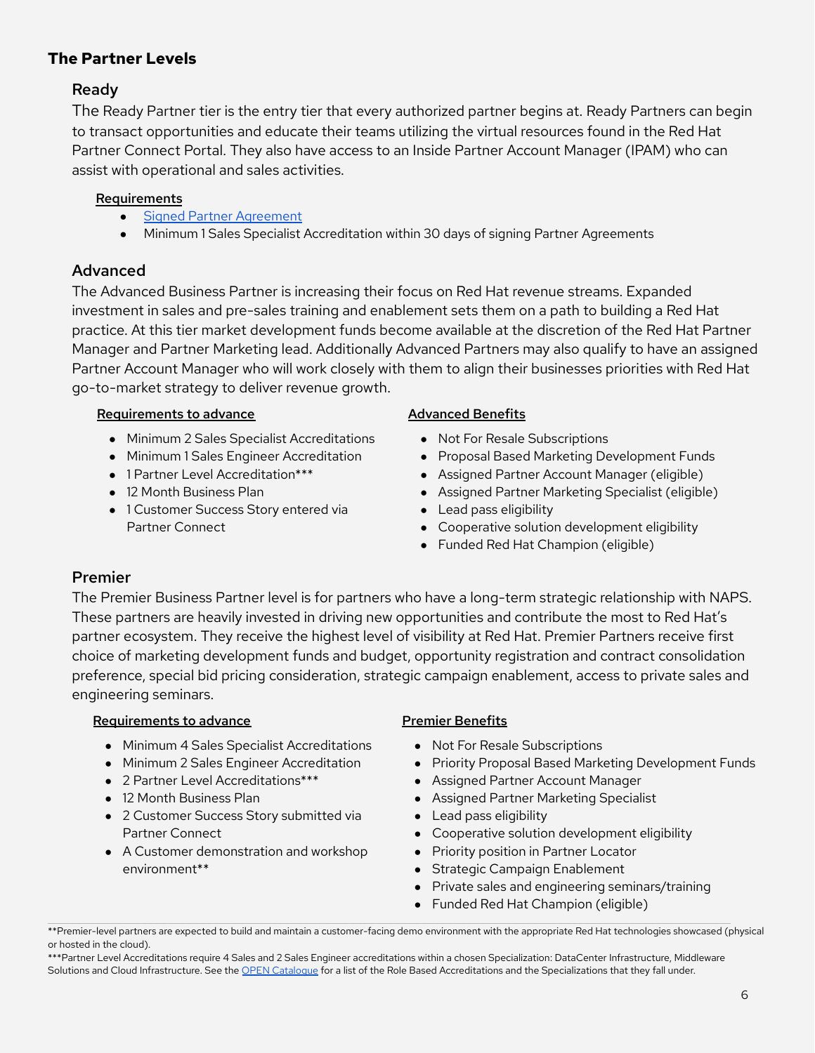## The Partner Levels

### Ready

The Ready Partner tier is the entry tier that every authorized partner begins at. Ready Partners can begin to transact opportunities and educate their teams utilizing the virtual resources found in the Red Hat Partner Connect Portal. They also have access to an Inside Partner Account Manager (IPAM) who can assist with operational and sales activities.

**Requirements**

- Signed Partner Agreement
- Minimum 1 Sales Specialist Accreditation within 30 days of signing Partner Agreements

### Advanced

The Advanced Business Partner is increasing their focus on Red Hat revenue streams. Expanded investment in sales and pre-sales training and enablement sets them on a path to building a Red Hat practice. At this tier market development funds become available at the discretion of the Red Hat Partner Manager and Partner Marketing lead. Additionally Advanced Partners may also qualify to have an assigned Partner Account Manager who will work closely with them to align their businesses priorities with Red Hat go-to-market strategy to deliver revenue growth.

**Requirements to advance**

- Minimum 2 Sales Specialist Accreditations
- Minimum 1 Sales Engineer Accreditation
- 1 Partner Level Accreditation***
- 12 Month Business Plan
- 1 Customer Success Story entered via Partner Connect

**Advanced Benefits**

- Not For Resale Subscriptions
- Proposal Based Marketing Development Funds
- Assigned Partner Account Manager (eligible)
- Assigned Partner Marketing Specialist (eligible)
- Lead pass eligibility
- Cooperative solution development eligibility
- Funded Red Hat Champion (eligible)

### Premier

The Premier Business Partner level is for partners who have a long-term strategic relationship with NAPS. These partners are heavily invested in driving new opportunities and contribute the most to Red Hat's partner ecosystem. They receive the highest level of visibility at Red Hat. Premier Partners receive first choice of marketing development funds and budget, opportunity registration and contract consolidation preference, special bid pricing consideration, strategic campaign enablement, access to private sales and engineering seminars.

**Requirements to advance**

- Minimum 4 Sales Specialist Accreditations
- Minimum 2 Sales Engineer Accreditation
- 2 Partner Level Accreditations***
- 12 Month Business Plan
- 2 Customer Success Story submitted via Partner Connect
- A Customer demonstration and workshop environment**

**Premier Benefits**

- Not For Resale Subscriptions
- Priority Proposal Based Marketing Development Funds
- Assigned Partner Account Manager
- Assigned Partner Marketing Specialist
- Lead pass eligibility
- Cooperative solution development eligibility
- Priority position in Partner Locator
- Strategic Campaign Enablement
- Private sales and engineering seminars/training
- Funded Red Hat Champion (eligible)

**Premier-level partners are expected to build and maintain a customer-facing demo environment with the appropriate Red Hat technologies showcased (physical or hosted in the cloud).

***Partner Level Accreditations require 4 Sales and 2 Sales Engineer accreditations within a chosen Specialization: DataCenter Infrastructure, Middleware Solutions and Cloud Infrastructure. See the OPEN Catalogue for a list of the Role Based Accreditations and the Specializations that they fall under.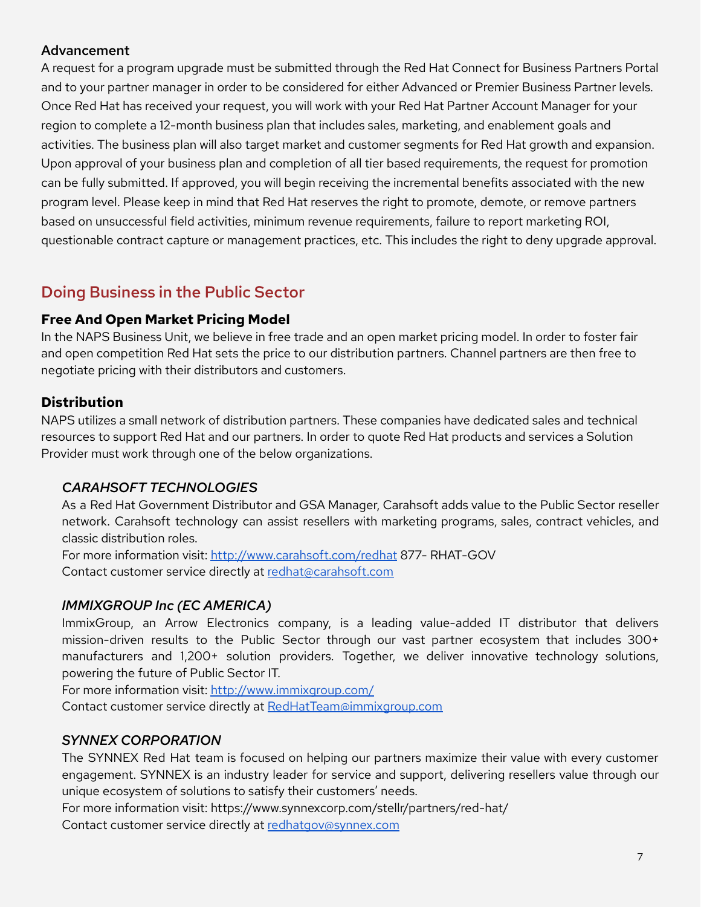### Advancement

A request for a program upgrade must be submitted through the Red Hat Connect for Business Partners Portal and to your partner manager in order to be considered for either Advanced or Premier Business Partner levels. Once Red Hat has received your request, you will work with your Red Hat Partner Account Manager for your region to complete a 12-month business plan that includes sales, marketing, and enablement goals and activities. The business plan will also target market and customer segments for Red Hat growth and expansion. Upon approval of your business plan and completion of all tier based requirements, the request for promotion can be fully submitted. If approved, you will begin receiving the incremental benefits associated with the new program level. Please keep in mind that Red Hat reserves the right to promote, demote, or remove partners based on unsuccessful field activities, minimum revenue requirements, failure to report marketing ROI, questionable contract capture or management practices, etc. This includes the right to deny upgrade approval.

## Doing Business in the Public Sector

### Free And Open Market Pricing Model

In the NAPS Business Unit, we believe in free trade and an open market pricing model. In order to foster fair and open competition Red Hat sets the price to our distribution partners. Channel partners are then free to negotiate pricing with their distributors and customers.

### Distribution

NAPS utilizes a small network of distribution partners. These companies have dedicated sales and technical resources to support Red Hat and our partners. In order to quote Red Hat products and services a Solution Provider must work through one of the below organizations.

*CARAHSOFT TECHNOLOGIES*

As a Red Hat Government Distributor and GSA Manager, Carahsoft adds value to the Public Sector reseller network. Carahsoft technology can assist resellers with marketing programs, sales, contract vehicles, and classic distribution roles.
For more information visit: http://www.carahsoft.com/redhat 877- RHAT-GOV
Contact customer service directly at redhat@carahsoft.com

*IMMIXGROUP Inc (EC AMERICA)*

ImmixGroup, an Arrow Electronics company, is a leading value-added IT distributor that delivers mission-driven results to the Public Sector through our vast partner ecosystem that includes 300+ manufacturers and 1,200+ solution providers. Together, we deliver innovative technology solutions, powering the future of Public Sector IT.
For more information visit: http://www.immixgroup.com/
Contact customer service directly at RedHatTeam@immixgroup.com

*SYNNEX CORPORATION*

The SYNNEX Red Hat team is focused on helping our partners maximize their value with every customer engagement. SYNNEX is an industry leader for service and support, delivering resellers value through our unique ecosystem of solutions to satisfy their customers' needs.
For more information visit: https://www.synnexcorp.com/stellr/partners/red-hat/
Contact customer service directly at redhatgov@synnex.com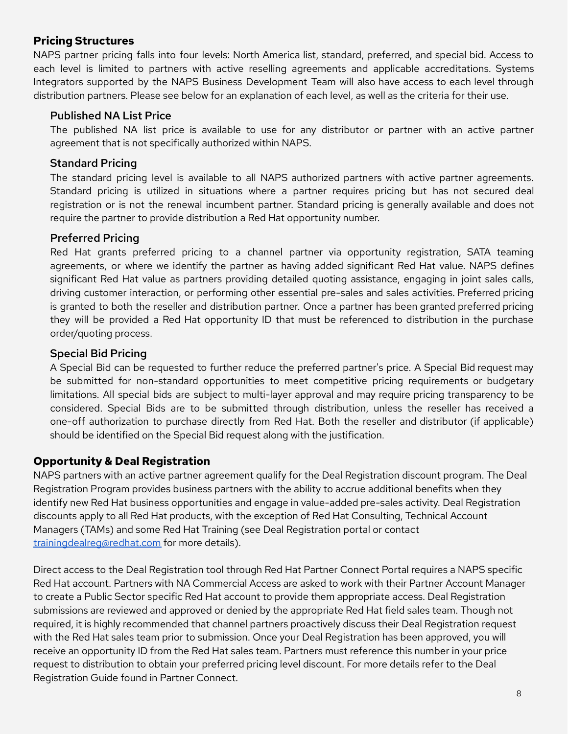## Pricing Structures

NAPS partner pricing falls into four levels: North America list, standard, preferred, and special bid. Access to each level is limited to partners with active reselling agreements and applicable accreditations. Systems Integrators supported by the NAPS Business Development Team will also have access to each level through distribution partners. Please see below for an explanation of each level, as well as the criteria for their use.

### Published NA List Price

The published NA list price is available to use for any distributor or partner with an active partner agreement that is not specifically authorized within NAPS.

### Standard Pricing

The standard pricing level is available to all NAPS authorized partners with active partner agreements. Standard pricing is utilized in situations where a partner requires pricing but has not secured deal registration or is not the renewal incumbent partner. Standard pricing is generally available and does not require the partner to provide distribution a Red Hat opportunity number.

### Preferred Pricing

Red Hat grants preferred pricing to a channel partner via opportunity registration, SATA teaming agreements, or where we identify the partner as having added significant Red Hat value. NAPS defines significant Red Hat value as partners providing detailed quoting assistance, engaging in joint sales calls, driving customer interaction, or performing other essential pre-sales and sales activities. Preferred pricing is granted to both the reseller and distribution partner. Once a partner has been granted preferred pricing they will be provided a Red Hat opportunity ID that must be referenced to distribution in the purchase order/quoting process.

### Special Bid Pricing

A Special Bid can be requested to further reduce the preferred partner's price. A Special Bid request may be submitted for non-standard opportunities to meet competitive pricing requirements or budgetary limitations. All special bids are subject to multi-layer approval and may require pricing transparency to be considered. Special Bids are to be submitted through distribution, unless the reseller has received a one-off authorization to purchase directly from Red Hat. Both the reseller and distributor (if applicable) should be identified on the Special Bid request along with the justification.

## Opportunity & Deal Registration

NAPS partners with an active partner agreement qualify for the Deal Registration discount program. The Deal Registration Program provides business partners with the ability to accrue additional benefits when they identify new Red Hat business opportunities and engage in value-added pre-sales activity. Deal Registration discounts apply to all Red Hat products, with the exception of Red Hat Consulting, Technical Account Managers (TAMs) and some Red Hat Training (see Deal Registration portal or contact [trainingdealreg@redhat.com](mailto:trainingdealreg@redhat.com) for more details).

Direct access to the Deal Registration tool through Red Hat Partner Connect Portal requires a NAPS specific Red Hat account. Partners with NA Commercial Access are asked to work with their Partner Account Manager to create a Public Sector specific Red Hat account to provide them appropriate access. Deal Registration submissions are reviewed and approved or denied by the appropriate Red Hat field sales team. Though not required, it is highly recommended that channel partners proactively discuss their Deal Registration request with the Red Hat sales team prior to submission. Once your Deal Registration has been approved, you will receive an opportunity ID from the Red Hat sales team. Partners must reference this number in your price request to distribution to obtain your preferred pricing level discount. For more details refer to the Deal Registration Guide found in Partner Connect.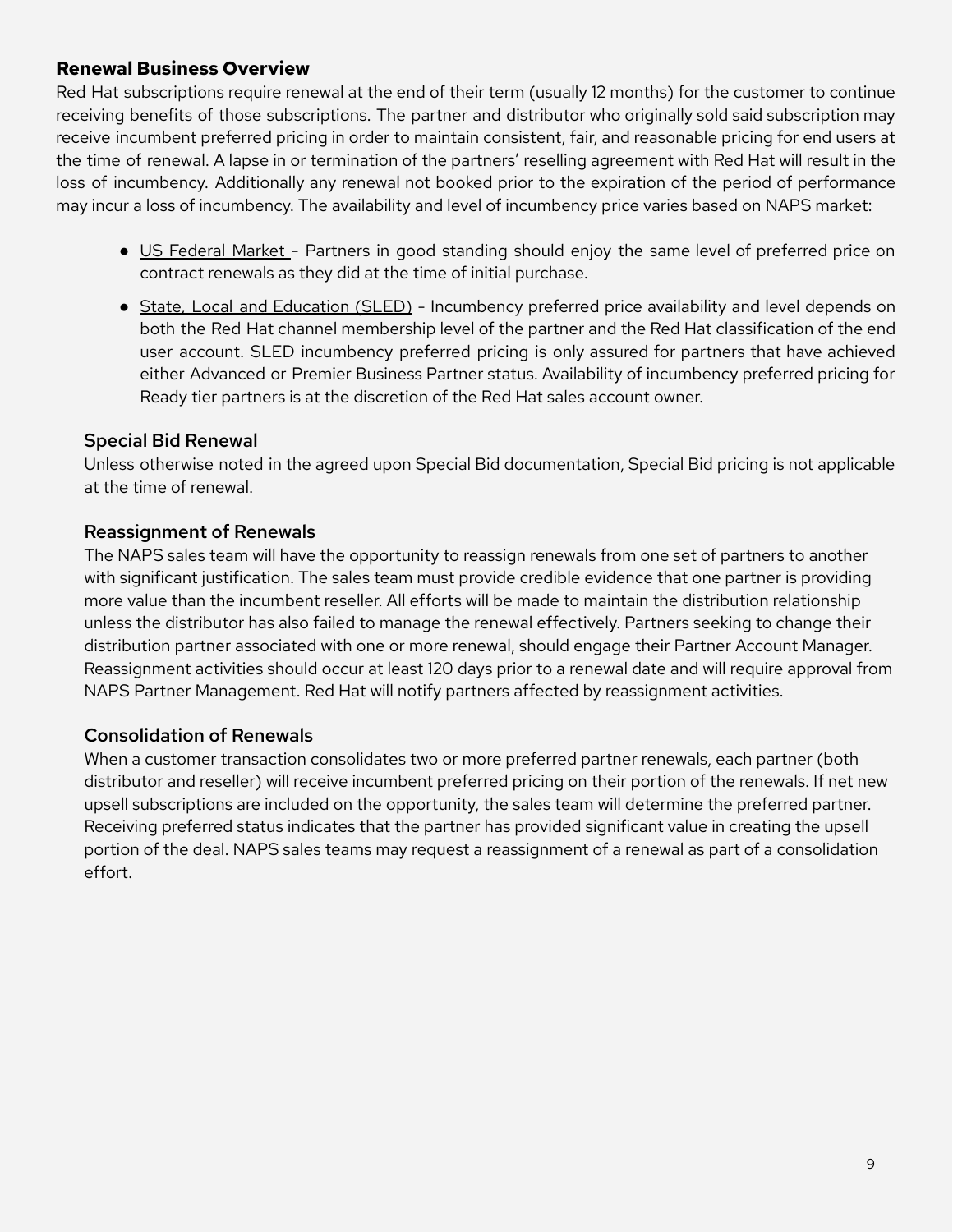## Renewal Business Overview

Red Hat subscriptions require renewal at the end of their term (usually 12 months) for the customer to continue receiving benefits of those subscriptions. The partner and distributor who originally sold said subscription may receive incumbent preferred pricing in order to maintain consistent, fair, and reasonable pricing for end users at the time of renewal. A lapse in or termination of the partners' reselling agreement with Red Hat will result in the loss of incumbency. Additionally any renewal not booked prior to the expiration of the period of performance may incur a loss of incumbency. The availability and level of incumbency price varies based on NAPS market:

- US Federal Market - Partners in good standing should enjoy the same level of preferred price on contract renewals as they did at the time of initial purchase.
- State, Local and Education (SLED) - Incumbency preferred price availability and level depends on both the Red Hat channel membership level of the partner and the Red Hat classification of the end user account. SLED incumbency preferred pricing is only assured for partners that have achieved either Advanced or Premier Business Partner status. Availability of incumbency preferred pricing for Ready tier partners is at the discretion of the Red Hat sales account owner.

### Special Bid Renewal

Unless otherwise noted in the agreed upon Special Bid documentation, Special Bid pricing is not applicable at the time of renewal.

### Reassignment of Renewals

The NAPS sales team will have the opportunity to reassign renewals from one set of partners to another with significant justification. The sales team must provide credible evidence that one partner is providing more value than the incumbent reseller. All efforts will be made to maintain the distribution relationship unless the distributor has also failed to manage the renewal effectively. Partners seeking to change their distribution partner associated with one or more renewal, should engage their Partner Account Manager. Reassignment activities should occur at least 120 days prior to a renewal date and will require approval from NAPS Partner Management. Red Hat will notify partners affected by reassignment activities.

### Consolidation of Renewals

When a customer transaction consolidates two or more preferred partner renewals, each partner (both distributor and reseller) will receive incumbent preferred pricing on their portion of the renewals. If net new upsell subscriptions are included on the opportunity, the sales team will determine the preferred partner. Receiving preferred status indicates that the partner has provided significant value in creating the upsell portion of the deal. NAPS sales teams may request a reassignment of a renewal as part of a consolidation effort.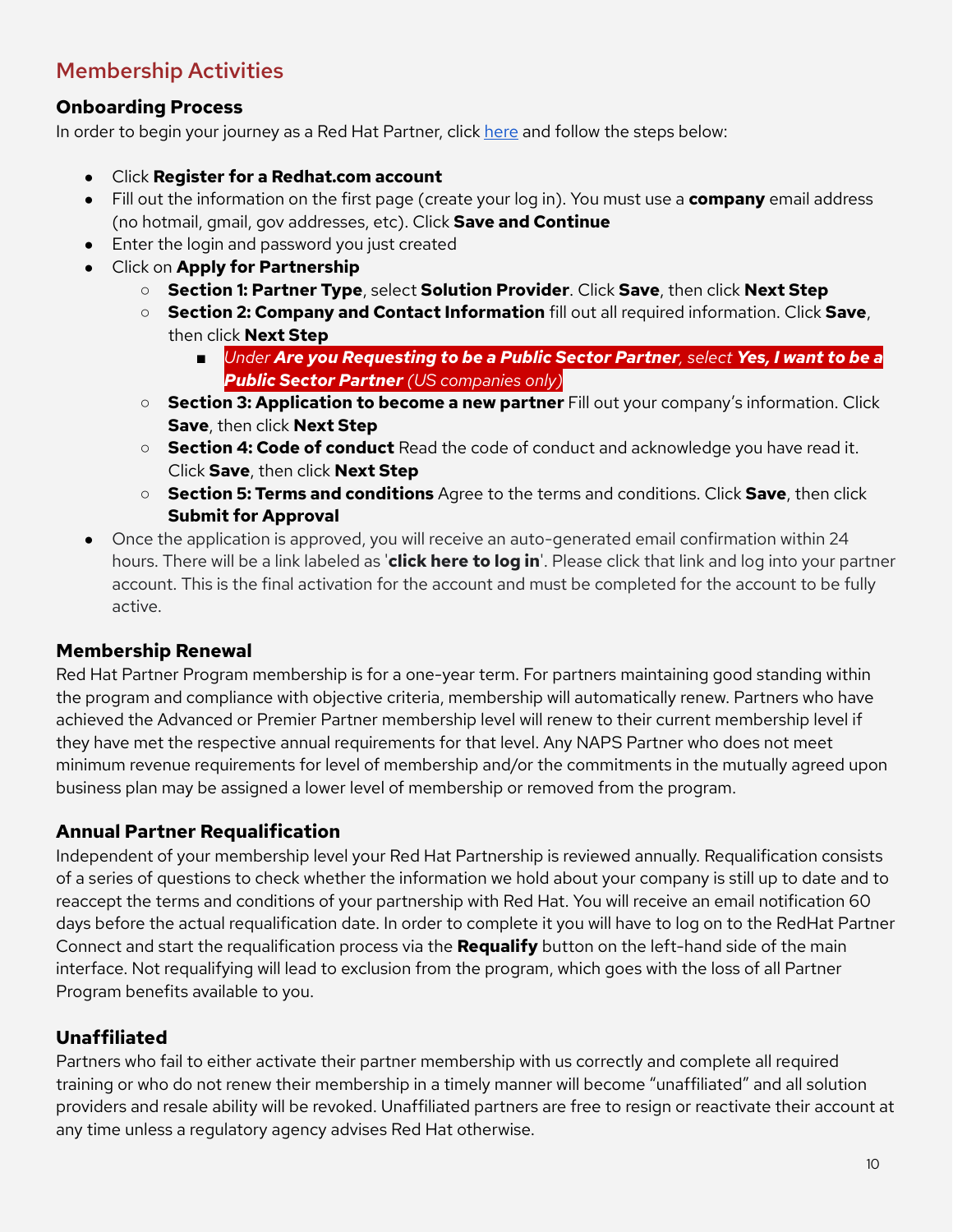## Membership Activities

### Onboarding Process

In order to begin your journey as a Red Hat Partner, click [here] and follow the steps below:

- Click **Register for a Redhat.com account**
- Fill out the information on the first page (create your log in). You must use a **company** email address (no hotmail, gmail, gov addresses, etc). Click **Save and Continue**
- Enter the login and password you just created
- Click on **Apply for Partnership**
  - **Section 1: Partner Type**, select **Solution Provider**. Click **Save**, then click **Next Step**
  - **Section 2: Company and Contact Information** fill out all required information. Click **Save**, then click **Next Step**
    - *Under **Are you Requesting to be a Public Sector Partner**, select **Yes, I want to be a Public Sector Partner** (US companies only)*
  - **Section 3: Application to become a new partner** Fill out your company's information. Click **Save**, then click **Next Step**
  - **Section 4: Code of conduct** Read the code of conduct and acknowledge you have read it. Click **Save**, then click **Next Step**
  - **Section 5: Terms and conditions** Agree to the terms and conditions. Click **Save**, then click **Submit for Approval**
- Once the application is approved, you will receive an auto-generated email confirmation within 24 hours. There will be a link labeled as '**click here to log in**'. Please click that link and log into your partner account. This is the final activation for the account and must be completed for the account to be fully active.

### Membership Renewal

Red Hat Partner Program membership is for a one-year term. For partners maintaining good standing within the program and compliance with objective criteria, membership will automatically renew. Partners who have achieved the Advanced or Premier Partner membership level will renew to their current membership level if they have met the respective annual requirements for that level. Any NAPS Partner who does not meet minimum revenue requirements for level of membership and/or the commitments in the mutually agreed upon business plan may be assigned a lower level of membership or removed from the program.

### Annual Partner Requalification

Independent of your membership level your Red Hat Partnership is reviewed annually. Requalification consists of a series of questions to check whether the information we hold about your company is still up to date and to reaccept the terms and conditions of your partnership with Red Hat. You will receive an email notification 60 days before the actual requalification date. In order to complete it you will have to log on to the RedHat Partner Connect and start the requalification process via the **Requalify** button on the left-hand side of the main interface. Not requalifying will lead to exclusion from the program, which goes with the loss of all Partner Program benefits available to you.

### Unaffiliated

Partners who fail to either activate their partner membership with us correctly and complete all required training or who do not renew their membership in a timely manner will become "unaffiliated" and all solution providers and resale ability will be revoked. Unaffiliated partners are free to resign or reactivate their account at any time unless a regulatory agency advises Red Hat otherwise.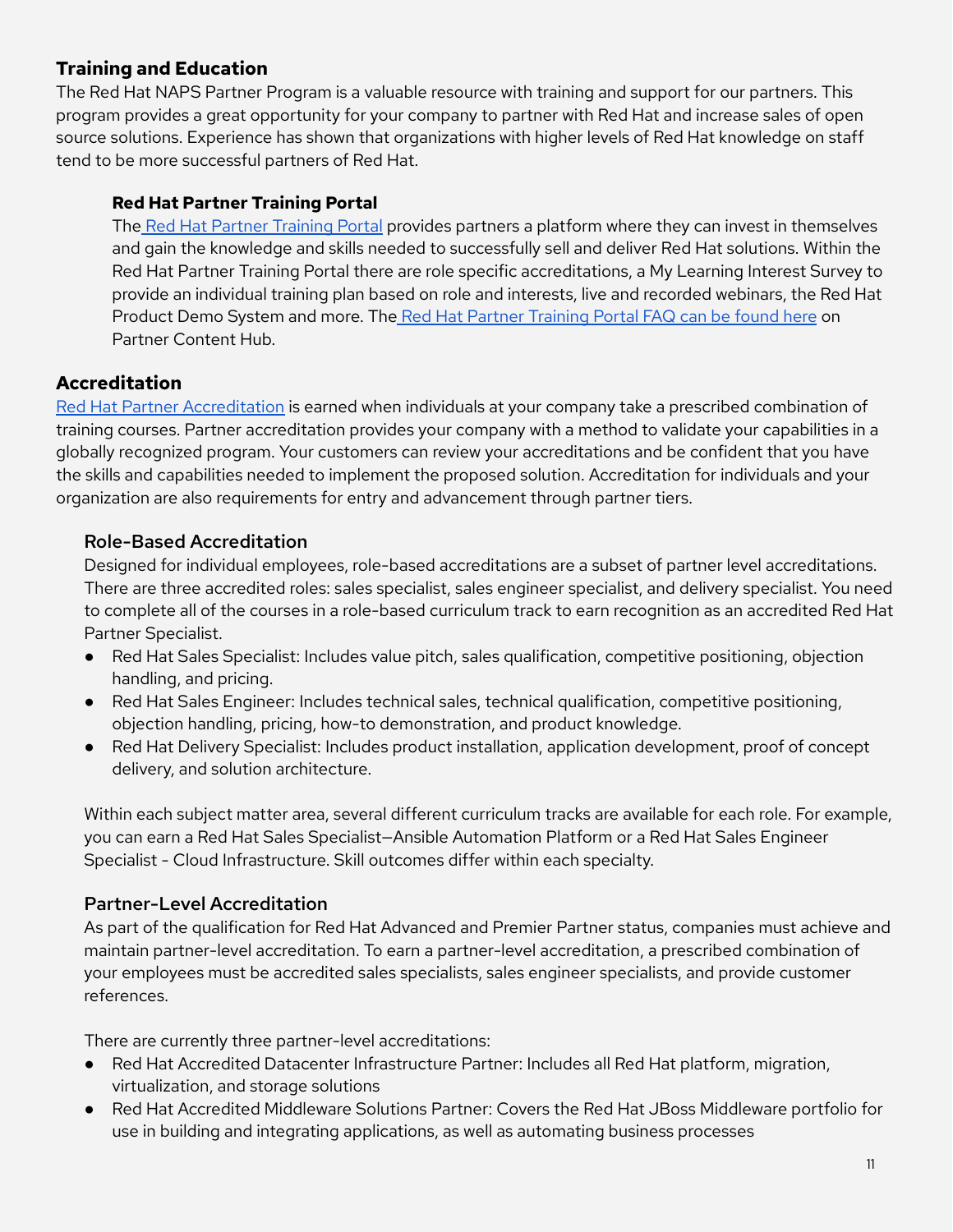## Training and Education

The Red Hat NAPS Partner Program is a valuable resource with training and support for our partners. This program provides a great opportunity for your company to partner with Red Hat and increase sales of open source solutions. Experience has shown that organizations with higher levels of Red Hat knowledge on staff tend to be more successful partners of Red Hat.

### Red Hat Partner Training Portal

The Red Hat Partner Training Portal provides partners a platform where they can invest in themselves and gain the knowledge and skills needed to successfully sell and deliver Red Hat solutions. Within the Red Hat Partner Training Portal there are role specific accreditations, a My Learning Interest Survey to provide an individual training plan based on role and interests, live and recorded webinars, the Red Hat Product Demo System and more. The Red Hat Partner Training Portal FAQ can be found here on Partner Content Hub.

## Accreditation

Red Hat Partner Accreditation is earned when individuals at your company take a prescribed combination of training courses. Partner accreditation provides your company with a method to validate your capabilities in a globally recognized program. Your customers can review your accreditations and be confident that you have the skills and capabilities needed to implement the proposed solution. Accreditation for individuals and your organization are also requirements for entry and advancement through partner tiers.

### Role-Based Accreditation

Designed for individual employees, role-based accreditations are a subset of partner level accreditations. There are three accredited roles: sales specialist, sales engineer specialist, and delivery specialist. You need to complete all of the courses in a role-based curriculum track to earn recognition as an accredited Red Hat Partner Specialist.

- Red Hat Sales Specialist: Includes value pitch, sales qualification, competitive positioning, objection handling, and pricing.
- Red Hat Sales Engineer: Includes technical sales, technical qualification, competitive positioning, objection handling, pricing, how-to demonstration, and product knowledge.
- Red Hat Delivery Specialist: Includes product installation, application development, proof of concept delivery, and solution architecture.

Within each subject matter area, several different curriculum tracks are available for each role. For example, you can earn a Red Hat Sales Specialist—Ansible Automation Platform or a Red Hat Sales Engineer Specialist - Cloud Infrastructure. Skill outcomes differ within each specialty.

### Partner-Level Accreditation

As part of the qualification for Red Hat Advanced and Premier Partner status, companies must achieve and maintain partner-level accreditation. To earn a partner-level accreditation, a prescribed combination of your employees must be accredited sales specialists, sales engineer specialists, and provide customer references.

There are currently three partner-level accreditations:

- Red Hat Accredited Datacenter Infrastructure Partner: Includes all Red Hat platform, migration, virtualization, and storage solutions
- Red Hat Accredited Middleware Solutions Partner: Covers the Red Hat JBoss Middleware portfolio for use in building and integrating applications, as well as automating business processes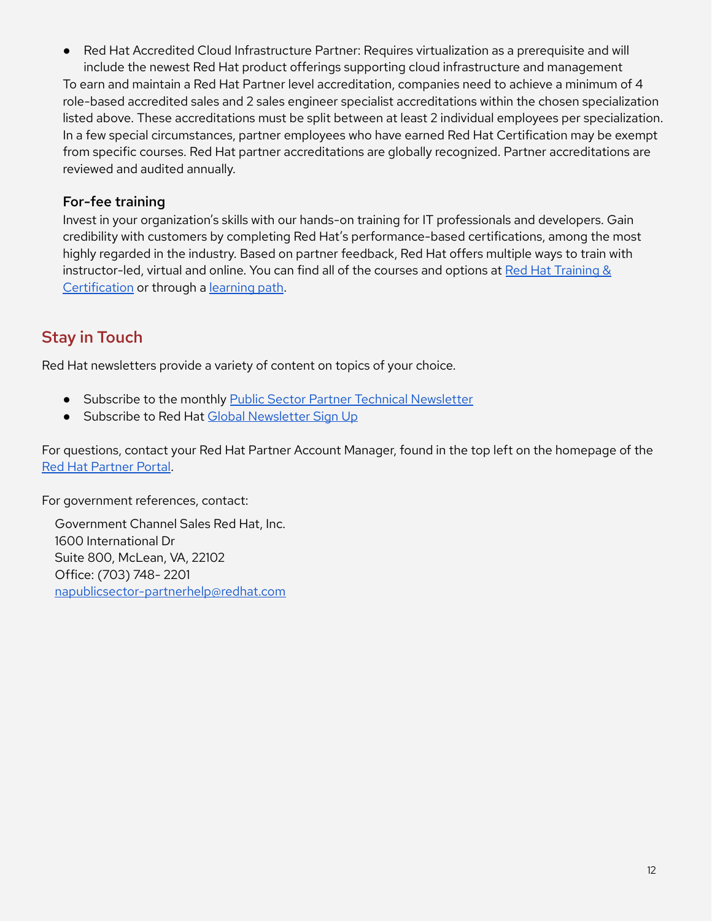- Red Hat Accredited Cloud Infrastructure Partner: Requires virtualization as a prerequisite and will include the newest Red Hat product offerings supporting cloud infrastructure and management

To earn and maintain a Red Hat Partner level accreditation, companies need to achieve a minimum of 4 role-based accredited sales and 2 sales engineer specialist accreditations within the chosen specialization listed above. These accreditations must be split between at least 2 individual employees per specialization. In a few special circumstances, partner employees who have earned Red Hat Certification may be exempt from specific courses. Red Hat partner accreditations are globally recognized. Partner accreditations are reviewed and audited annually.

### For-fee training

Invest in your organization's skills with our hands-on training for IT professionals and developers. Gain credibility with customers by completing Red Hat's performance-based certifications, among the most highly regarded in the industry. Based on partner feedback, Red Hat offers multiple ways to train with instructor-led, virtual and online. You can find all of the courses and options at Red Hat Training & Certification or through a learning path.

## Stay in Touch

Red Hat newsletters provide a variety of content on topics of your choice.

- Subscribe to the monthly Public Sector Partner Technical Newsletter
- Subscribe to Red Hat Global Newsletter Sign Up

For questions, contact your Red Hat Partner Account Manager, found in the top left on the homepage of the Red Hat Partner Portal.

For government references, contact:

Government Channel Sales Red Hat, Inc.
1600 International Dr
Suite 800, McLean, VA, 22102
Office: (703) 748- 2201
napublicsector-partnerhelp@redhat.com